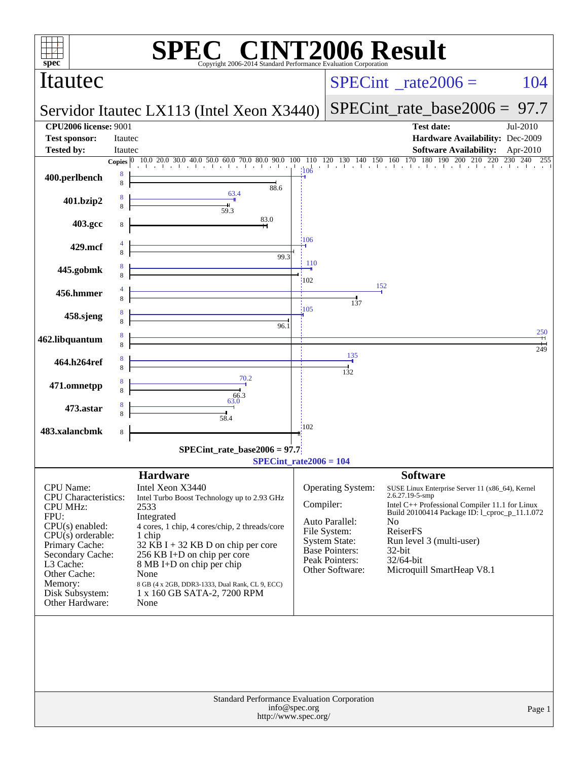# SPEC CINT2006 Result

Copyright 2006-2014 Standard Performance Evaluation Corporation

## Itautec

**Servidor Itautec LX113 (Intel Xeon X3440)**

SPECint_rate2006 = 104

SPECint_rate_base2006 = 97.7

| | | | |
|---|---|---|---|
| **CPU2006 license:** 9001 | | **Test date:** | Jul-2010 |
| **Test sponsor:** | Itautec | **Hardware Availability:** | Dec-2009 |
| **Tested by:** | Itautec | **Software Availability:** | Apr-2010 |

| Benchmark | Peak Copies | Base Copies | Peak | Base |
|---|---|---|---|---|
| 400.perlbench | 8 | 8 | 106 | 88.6 |
| 401.bzip2 | 8 | 8 | 63.4 | 59.3 |
| 403.gcc | 8 | 8 | | 83.0 |
| 429.mcf | 4 | 8 | 106 | 99.3 |
| 445.gobmk | 8 | 8 | 110 | 102 |
| 456.hmmer | 4 | 8 | 152 | 137 |
| 458.sjeng | 8 | 8 | 105 | 96.1 |
| 462.libquantum | 8 | 8 | 250 | 249 |
| 464.h264ref | 8 | 8 | 135 | 132 |
| 471.omnetpp | 8 | 8 | 70.2 | 66.3 |
| 473.astar | 8 | 8 | 63.0 | 58.4 |
| 483.xalancbmk | 8 | 8 | | 102 |

SPECint_rate_base2006 = 97.7

SPECint_rate2006 = 104

### Hardware

| | |
|---|---|
| CPU Name: | Intel Xeon X3440 |
| CPU Characteristics: | Intel Turbo Boost Technology up to 2.93 GHz |
| CPU MHz: | 2533 |
| FPU: | Integrated |
| CPU(s) enabled: | 4 cores, 1 chip, 4 cores/chip, 2 threads/core |
| CPU(s) orderable: | 1 chip |
| Primary Cache: | 32 KB I + 32 KB D on chip per core |
| Secondary Cache: | 256 KB I+D on chip per core |
| L3 Cache: | 8 MB I+D on chip per chip |
| Other Cache: | None |
| Memory: | 8 GB (4 x 2GB, DDR3-1333, Dual Rank, CL 9, ECC) |
| Disk Subsystem: | 1 x 160 GB SATA-2, 7200 RPM |
| Other Hardware: | None |

### Software

| | |
|---|---|
| Operating System: | SUSE Linux Enterprise Server 11 (x86_64), Kernel 2.6.27.19-5-smp |
| Compiler: | Intel C++ Professional Compiler 11.1 for Linux Build 20100414 Package ID: l_cproc_p_11.1.072 |
| Auto Parallel: | No |
| File System: | ReiserFS |
| System State: | Run level 3 (multi-user) |
| Base Pointers: | 32-bit |
| Peak Pointers: | 32/64-bit |
| Other Software: | Microquill SmartHeap V8.1 |

Standard Performance Evaluation Corporation
info@spec.org
http://www.spec.org/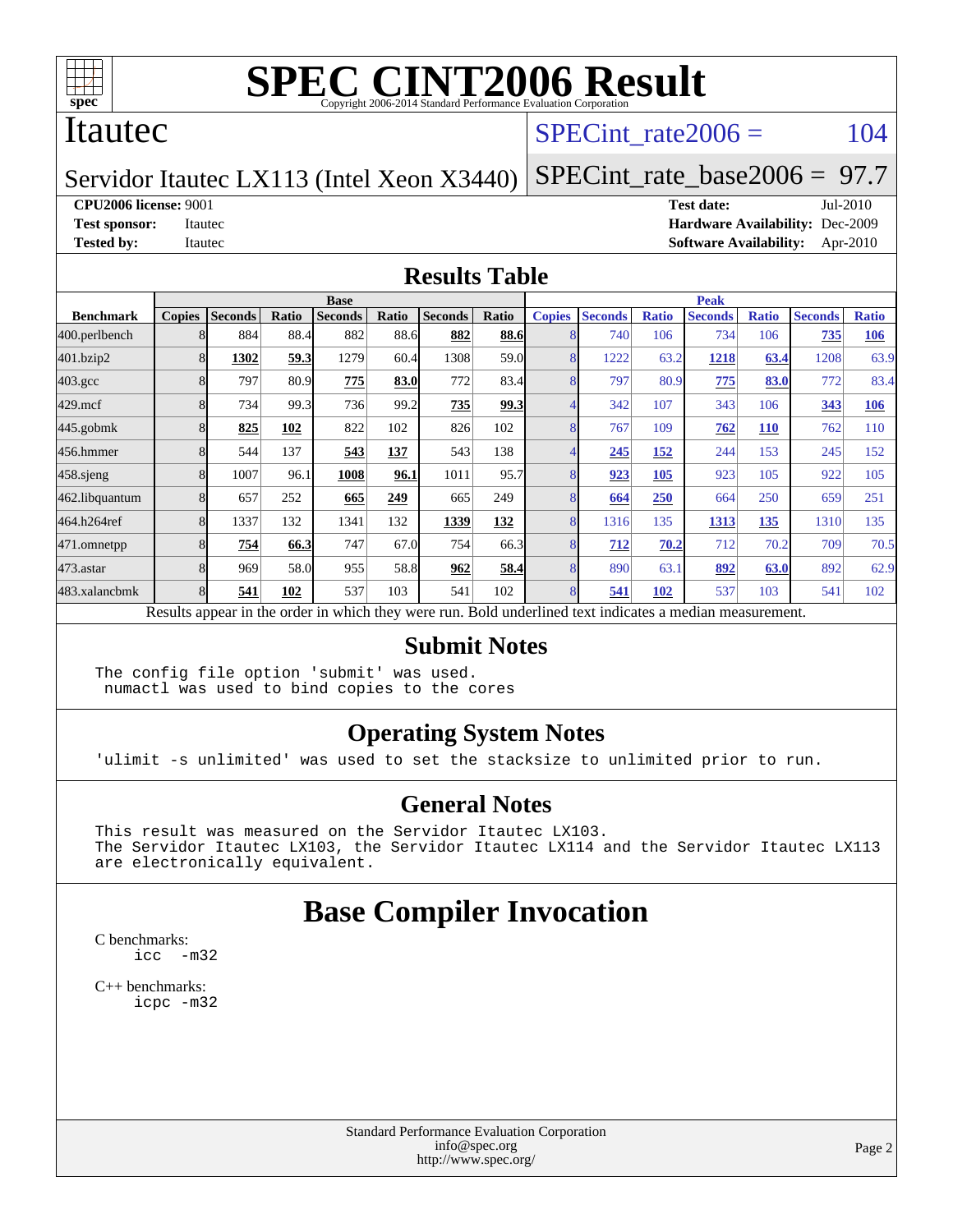# SPEC CINT2006 Result

Copyright 2006-2014 Standard Performance Evaluation Corporation

**Itautec**

**Servidor Itautec LX113 (Intel Xeon X3440)**

SPECint_rate2006 = 104

SPECint_rate_base2006 = 97.7

**CPU2006 license:** 9001
**Test sponsor:** Itautec
**Tested by:** Itautec

**Test date:** Jul-2010
**Hardware Availability:** Dec-2009
**Software Availability:** Apr-2010

## Results Table

| Benchmark | Base | | | | | | | Peak | | | | | | |
|---|---|---|---|---|---|---|---|---|---|---|---|---|---|---|
| | Copies | Seconds | Ratio | Seconds | Ratio | Seconds | Ratio | Copies | Seconds | Ratio | Seconds | Ratio | Seconds | Ratio |
| 400.perlbench | 8 | 884 | 88.4 | 882 | 88.6 | **882** | **88.6** | 8 | 740 | 106 | 734 | 106 | **735** | **106** |
| 401.bzip2 | 8 | **1302** | **59.3** | 1279 | 60.4 | 1308 | 59.0 | 8 | 1222 | 63.2 | **1218** | **63.4** | 1208 | 63.9 |
| 403.gcc | 8 | 797 | 80.9 | **775** | **83.0** | 772 | 83.4 | 8 | 797 | 80.9 | **775** | **83.0** | 772 | 83.4 |
| 429.mcf | 8 | 734 | 99.3 | 736 | 99.2 | **735** | **99.3** | 4 | 342 | 107 | 343 | 106 | **343** | **106** |
| 445.gobmk | 8 | **825** | **102** | 822 | 102 | 826 | 102 | 8 | 767 | 109 | **762** | **110** | 762 | 110 |
| 456.hmmer | 8 | 544 | 137 | **543** | **137** | 543 | 138 | 4 | **245** | **152** | 244 | 153 | 245 | 152 |
| 458.sjeng | 8 | 1007 | 96.1 | **1008** | **96.1** | 1011 | 95.7 | 8 | **923** | **105** | 923 | 105 | 922 | 105 |
| 462.libquantum | 8 | 657 | 252 | **665** | **249** | 665 | 249 | 8 | **664** | **250** | 664 | 250 | 659 | 251 |
| 464.h264ref | 8 | 1337 | 132 | 1341 | 132 | **1339** | **132** | 8 | 1316 | 135 | **1313** | **135** | 1310 | 135 |
| 471.omnetpp | 8 | **754** | **66.3** | 747 | 67.0 | 754 | 66.3 | 8 | **712** | **70.2** | 712 | 70.2 | 709 | 70.5 |
| 473.astar | 8 | 969 | 58.0 | 955 | 58.8 | **962** | **58.4** | 8 | 890 | 63.1 | **892** | **63.0** | 892 | 62.9 |
| 483.xalancbmk | 8 | **541** | **102** | 537 | 103 | 541 | 102 | 8 | **541** | **102** | 537 | 103 | 541 | 102 |

Results appear in the order in which they were run. Bold underlined text indicates a median measurement.

## Submit Notes

```
The config file option 'submit' was used.
 numactl was used to bind copies to the cores
```

## Operating System Notes

```
'ulimit -s unlimited' was used to set the stacksize to unlimited prior to run.
```

## General Notes

```
This result was measured on the Servidor Itautec LX103.
The Servidor Itautec LX103, the Servidor Itautec LX114 and the Servidor Itautec LX113
are electronically equivalent.
```

## Base Compiler Invocation

C benchmarks:
```
icc  -m32
```

C++ benchmarks:
```
icpc -m32
```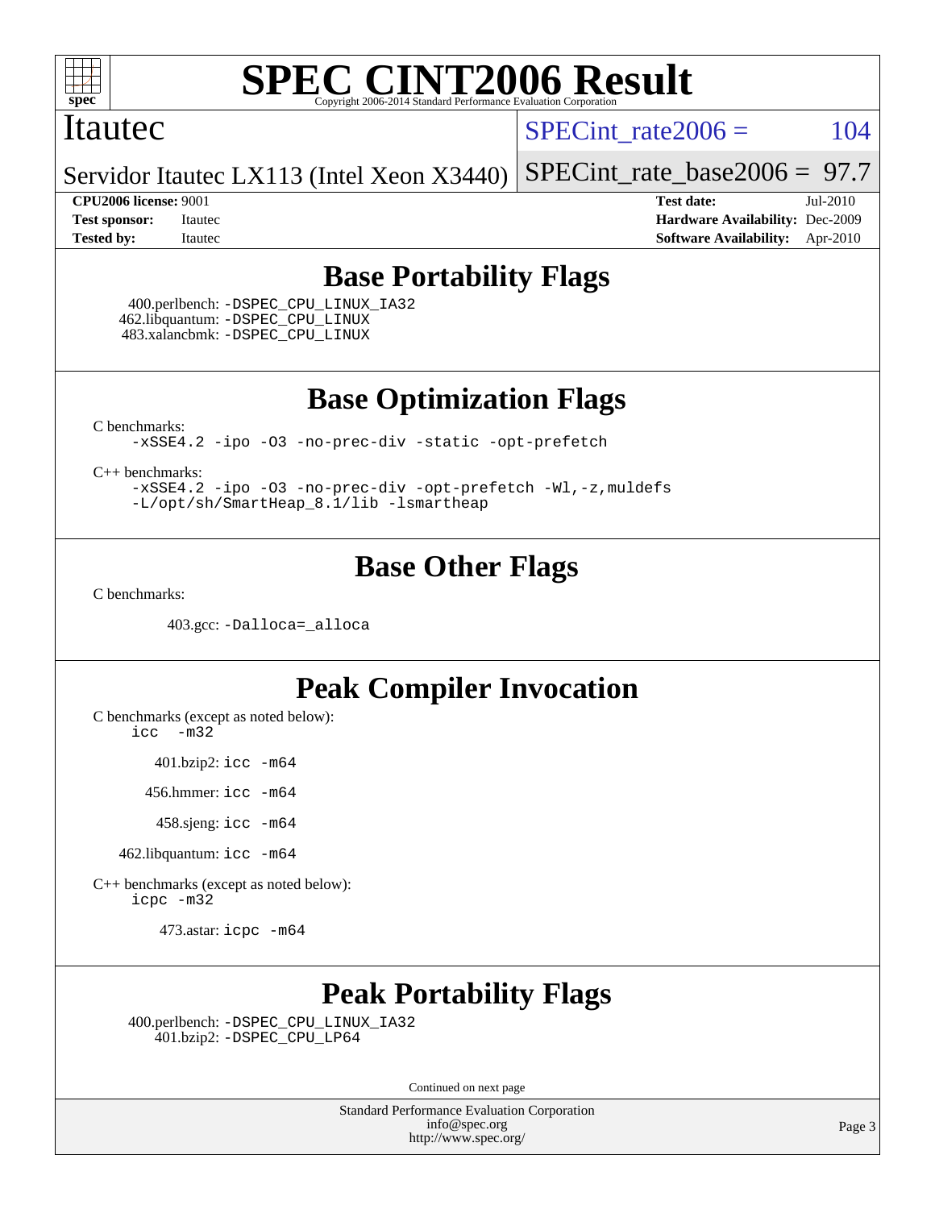# SPEC CINT2006 Result

Copyright 2006-2014 Standard Performance Evaluation Corporation

**Itautec**

**Servidor Itautec LX113 (Intel Xeon X3440)**

SPECint_rate2006 = 104

SPECint_rate_base2006 = 97.7

**CPU2006 license:** 9001
**Test sponsor:** Itautec
**Tested by:** Itautec

**Test date:** Jul-2010
**Hardware Availability:** Dec-2009
**Software Availability:** Apr-2010

## Base Portability Flags

400.perlbench: -DSPEC_CPU_LINUX_IA32
462.libquantum: -DSPEC_CPU_LINUX
483.xalancbmk: -DSPEC_CPU_LINUX

## Base Optimization Flags

C benchmarks:
-xSSE4.2 -ipo -O3 -no-prec-div -static -opt-prefetch

C++ benchmarks:
-xSSE4.2 -ipo -O3 -no-prec-div -opt-prefetch -Wl,-z,muldefs
-L/opt/sh/SmartHeap_8.1/lib -lsmartheap

## Base Other Flags

C benchmarks:

403.gcc: -Dalloca=_alloca

## Peak Compiler Invocation

C benchmarks (except as noted below):
icc -m32

401.bzip2: icc -m64

456.hmmer: icc -m64

458.sjeng: icc -m64

462.libquantum: icc -m64

C++ benchmarks (except as noted below):
icpc -m32

473.astar: icpc -m64

## Peak Portability Flags

400.perlbench: -DSPEC_CPU_LINUX_IA32
401.bzip2: -DSPEC_CPU_LP64

Continued on next page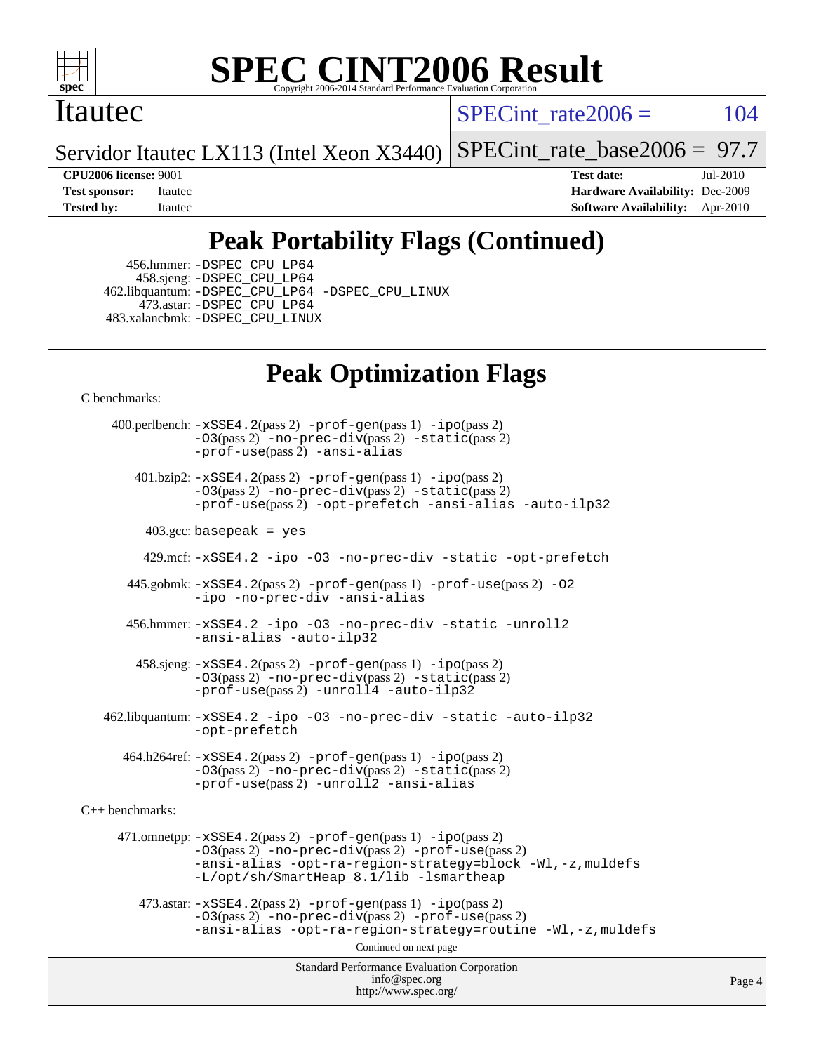# SPEC CINT2006 Result

Itautec

Servidor Itautec LX113 (Intel Xeon X3440)

SPECint_rate2006 = 104

SPECint_rate_base2006 = 97.7

**CPU2006 license:** 9001
**Test sponsor:** Itautec
**Tested by:** Itautec

**Test date:** Jul-2010
**Hardware Availability:** Dec-2009
**Software Availability:** Apr-2010

## Peak Portability Flags (Continued)

456.hmmer: -DSPEC_CPU_LP64
458.sjeng: -DSPEC_CPU_LP64
462.libquantum: -DSPEC_CPU_LP64 -DSPEC_CPU_LINUX
473.astar: -DSPEC_CPU_LP64
483.xalancbmk: -DSPEC_CPU_LINUX

## Peak Optimization Flags

C benchmarks:

400.perlbench: -xSSE4.2(pass 2) -prof-gen(pass 1) -ipo(pass 2) -O3(pass 2) -no-prec-div(pass 2) -static(pass 2) -prof-use(pass 2) -ansi-alias

401.bzip2: -xSSE4.2(pass 2) -prof-gen(pass 1) -ipo(pass 2) -O3(pass 2) -no-prec-div(pass 2) -static(pass 2) -prof-use(pass 2) -opt-prefetch -ansi-alias -auto-ilp32

403.gcc: basepeak = yes

429.mcf: -xSSE4.2 -ipo -O3 -no-prec-div -static -opt-prefetch

445.gobmk: -xSSE4.2(pass 2) -prof-gen(pass 1) -prof-use(pass 2) -O2 -ipo -no-prec-div -ansi-alias

456.hmmer: -xSSE4.2 -ipo -O3 -no-prec-div -static -unroll2 -ansi-alias -auto-ilp32

458.sjeng: -xSSE4.2(pass 2) -prof-gen(pass 1) -ipo(pass 2) -O3(pass 2) -no-prec-div(pass 2) -static(pass 2) -prof-use(pass 2) -unroll4 -auto-ilp32

462.libquantum: -xSSE4.2 -ipo -O3 -no-prec-div -static -auto-ilp32 -opt-prefetch

464.h264ref: -xSSE4.2(pass 2) -prof-gen(pass 1) -ipo(pass 2) -O3(pass 2) -no-prec-div(pass 2) -static(pass 2) -prof-use(pass 2) -unroll2 -ansi-alias

C++ benchmarks:

471.omnetpp: -xSSE4.2(pass 2) -prof-gen(pass 1) -ipo(pass 2) -O3(pass 2) -no-prec-div(pass 2) -prof-use(pass 2) -ansi-alias -opt-ra-region-strategy=block -Wl,-z,muldefs -L/opt/sh/SmartHeap_8.1/lib -lsmartheap

473.astar: -xSSE4.2(pass 2) -prof-gen(pass 1) -ipo(pass 2) -O3(pass 2) -no-prec-div(pass 2) -prof-use(pass 2) -ansi-alias -opt-ra-region-strategy=routine -Wl,-z,muldefs

Continued on next page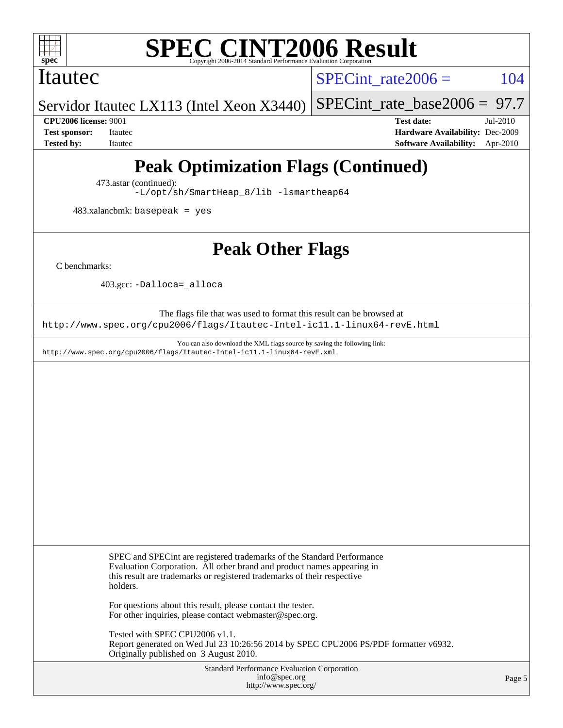# Peak Optimization Flags (Continued)

473.astar (continued):
`-L/opt/sh/SmartHeap_8/lib -lsmartheap64`

483.xalancbmk: `basepeak = yes`

# Peak Other Flags

C benchmarks:

403.gcc: `-Dalloca=_alloca`

The flags file that was used to format this result can be browsed at
http://www.spec.org/cpu2006/flags/Itautec-Intel-ic11.1-linux64-revE.html

You can also download the XML flags source by saving the following link:
http://www.spec.org/cpu2006/flags/Itautec-Intel-ic11.1-linux64-revE.xml

SPEC and SPECint are registered trademarks of the Standard Performance Evaluation Corporation. All other brand and product names appearing in this result are trademarks or registered trademarks of their respective holders.

For questions about this result, please contact the tester.
For other inquiries, please contact webmaster@spec.org.

Tested with SPEC CPU2006 v1.1.
Report generated on Wed Jul 23 10:26:56 2014 by SPEC CPU2006 PS/PDF formatter v6932.
Originally published on 3 August 2010.